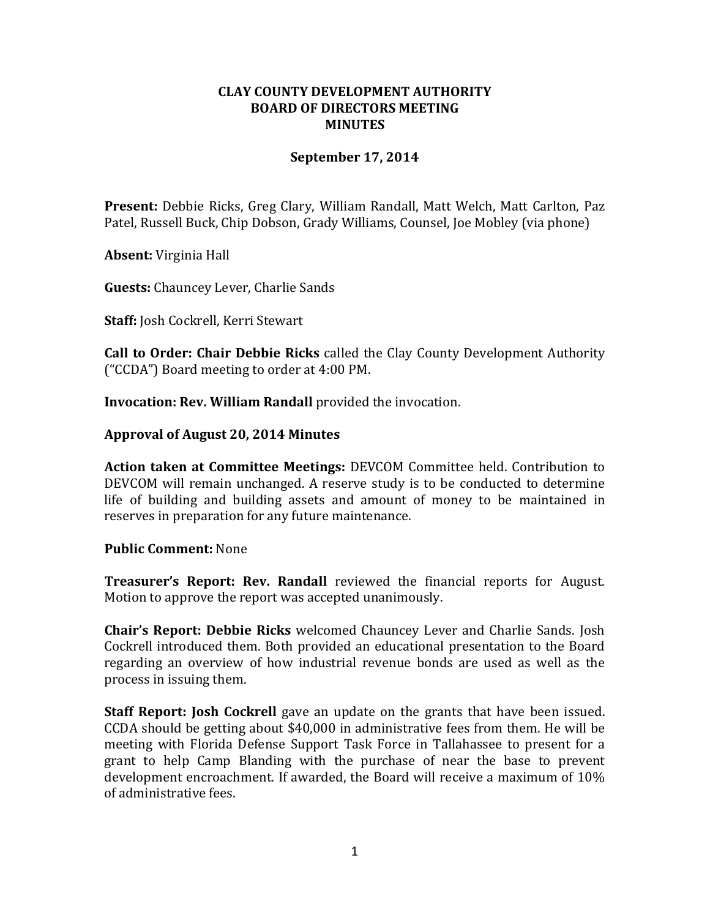# CLAY COUNTY DEVELOPMENT AUTHORITY
# BOARD OF DIRECTORS MEETING
# MINUTES

## September 17, 2014

**Present:** Debbie Ricks, Greg Clary, William Randall, Matt Welch, Matt Carlton, Paz Patel, Russell Buck, Chip Dobson, Grady Williams, Counsel, Joe Mobley (via phone)

**Absent:** Virginia Hall

**Guests:** Chauncey Lever, Charlie Sands

**Staff:** Josh Cockrell, Kerri Stewart

**Call to Order: Chair Debbie Ricks** called the Clay County Development Authority ("CCDA") Board meeting to order at 4:00 PM.

**Invocation: Rev. William Randall** provided the invocation.

**Approval of August 20, 2014 Minutes**

**Action taken at Committee Meetings:** DEVCOM Committee held. Contribution to DEVCOM will remain unchanged. A reserve study is to be conducted to determine life of building and building assets and amount of money to be maintained in reserves in preparation for any future maintenance.

**Public Comment:** None

**Treasurer's Report: Rev. Randall** reviewed the financial reports for August. Motion to approve the report was accepted unanimously.

**Chair's Report: Debbie Ricks** welcomed Chauncey Lever and Charlie Sands. Josh Cockrell introduced them. Both provided an educational presentation to the Board regarding an overview of how industrial revenue bonds are used as well as the process in issuing them.

**Staff Report: Josh Cockrell** gave an update on the grants that have been issued. CCDA should be getting about $40,000 in administrative fees from them. He will be meeting with Florida Defense Support Task Force in Tallahassee to present for a grant to help Camp Blanding with the purchase of near the base to prevent development encroachment. If awarded, the Board will receive a maximum of 10% of administrative fees.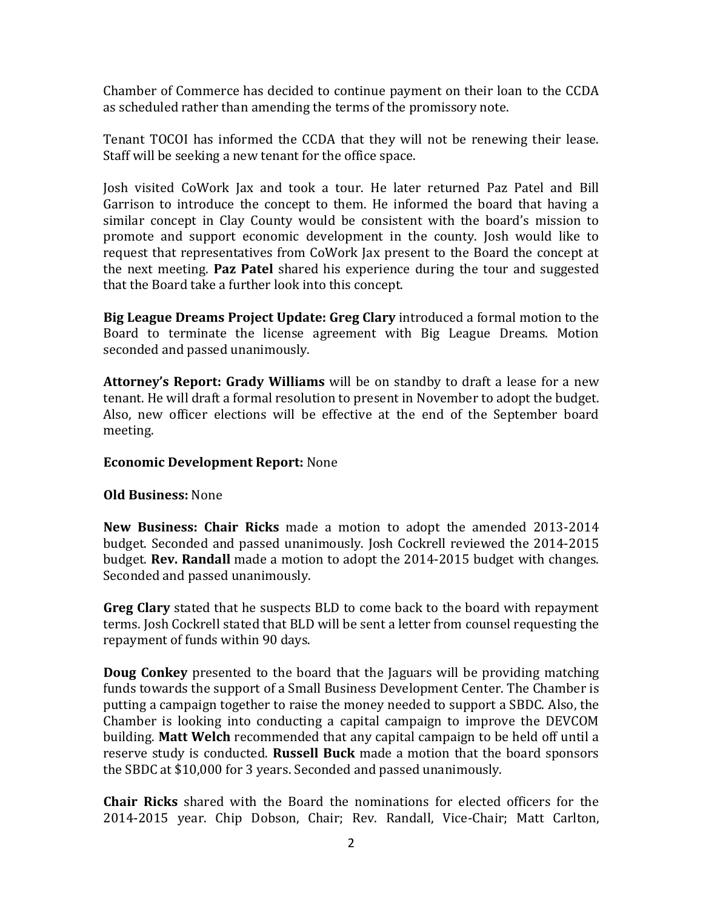Chamber of Commerce has decided to continue payment on their loan to the CCDA as scheduled rather than amending the terms of the promissory note.

Tenant TOCOI has informed the CCDA that they will not be renewing their lease. Staff will be seeking a new tenant for the office space.

Josh visited CoWork Jax and took a tour. He later returned Paz Patel and Bill Garrison to introduce the concept to them. He informed the board that having a similar concept in Clay County would be consistent with the board's mission to promote and support economic development in the county. Josh would like to request that representatives from CoWork Jax present to the Board the concept at the next meeting. **Paz Patel** shared his experience during the tour and suggested that the Board take a further look into this concept.

**Big League Dreams Project Update: Greg Clary** introduced a formal motion to the Board to terminate the license agreement with Big League Dreams. Motion seconded and passed unanimously.

**Attorney's Report: Grady Williams** will be on standby to draft a lease for a new tenant. He will draft a formal resolution to present in November to adopt the budget. Also, new officer elections will be effective at the end of the September board meeting.

**Economic Development Report:** None

**Old Business:** None

**New Business: Chair Ricks** made a motion to adopt the amended 2013-2014 budget. Seconded and passed unanimously. Josh Cockrell reviewed the 2014-2015 budget. **Rev. Randall** made a motion to adopt the 2014-2015 budget with changes. Seconded and passed unanimously.

**Greg Clary** stated that he suspects BLD to come back to the board with repayment terms. Josh Cockrell stated that BLD will be sent a letter from counsel requesting the repayment of funds within 90 days.

**Doug Conkey** presented to the board that the Jaguars will be providing matching funds towards the support of a Small Business Development Center. The Chamber is putting a campaign together to raise the money needed to support a SBDC. Also, the Chamber is looking into conducting a capital campaign to improve the DEVCOM building. **Matt Welch** recommended that any capital campaign to be held off until a reserve study is conducted. **Russell Buck** made a motion that the board sponsors the SBDC at $10,000 for 3 years. Seconded and passed unanimously.

**Chair Ricks** shared with the Board the nominations for elected officers for the 2014-2015 year. Chip Dobson, Chair; Rev. Randall, Vice-Chair; Matt Carlton,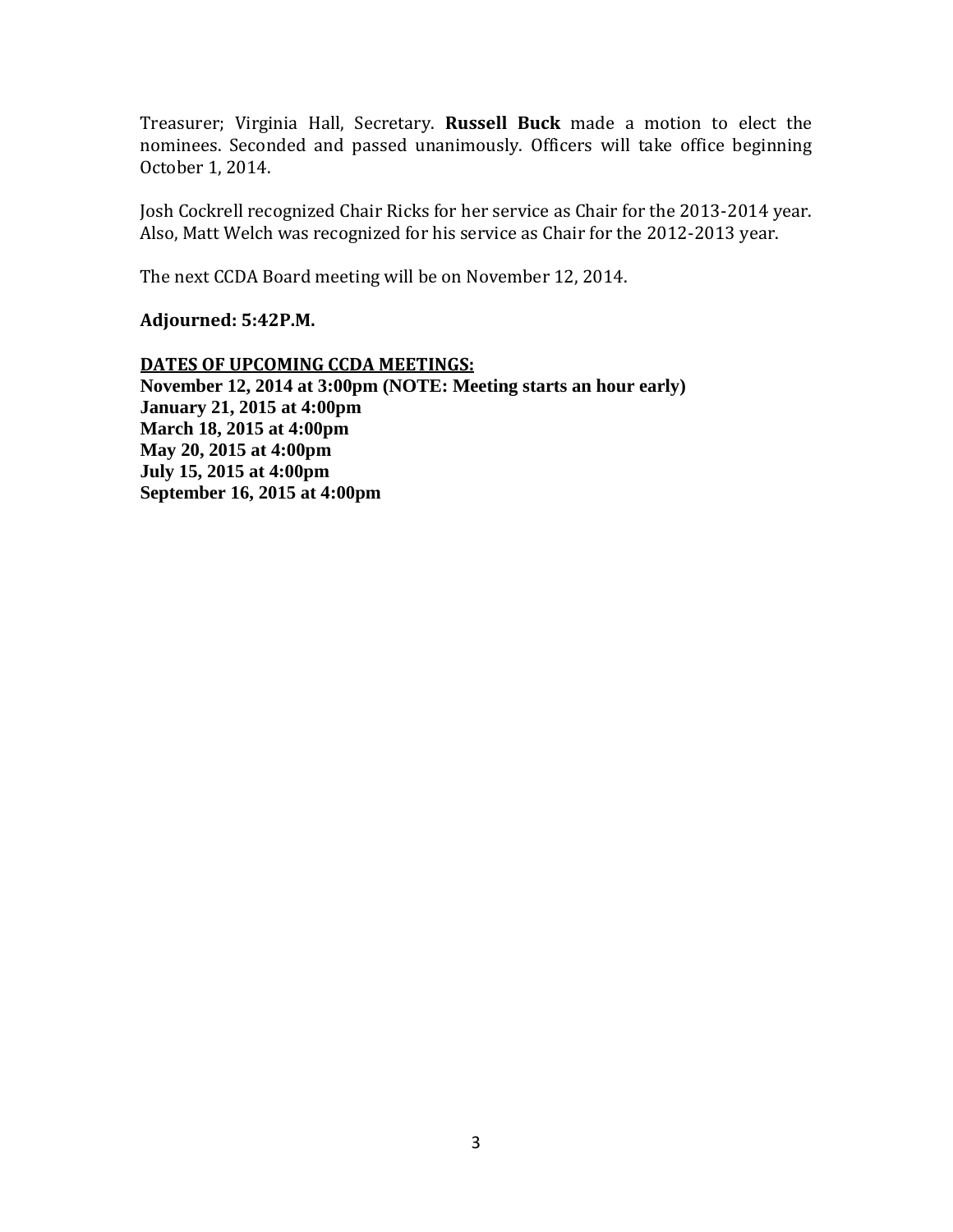Treasurer; Virginia Hall, Secretary. **Russell Buck** made a motion to elect the nominees. Seconded and passed unanimously. Officers will take office beginning October 1, 2014.

Josh Cockrell recognized Chair Ricks for her service as Chair for the 2013-2014 year. Also, Matt Welch was recognized for his service as Chair for the 2012-2013 year.

The next CCDA Board meeting will be on November 12, 2014.

**Adjourned: 5:42P.M.**

**DATES OF UPCOMING CCDA MEETINGS:**
**November 12, 2014 at 3:00pm (NOTE: Meeting starts an hour early)**
**January 21, 2015 at 4:00pm**
**March 18, 2015 at 4:00pm**
**May 20, 2015 at 4:00pm**
**July 15, 2015 at 4:00pm**
**September 16, 2015 at 4:00pm**